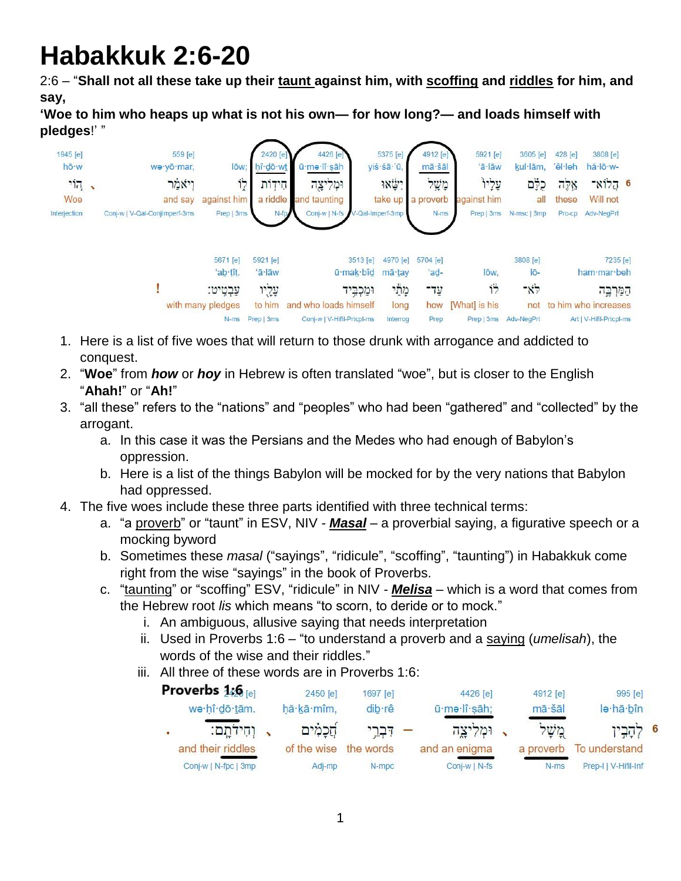# Habakkuk 2:6-20

2:6 – "**Shall not all these take up their <u>taunt</u> against him, with <u>scoffing</u> and <u>riddles</u> for him, and say,**
**'Woe to him who heaps up what is not his own— for how long?— and loads himself with pledges**!' "

| 1945 [e] | 559 [e] | | 2420 [e] | 4426 [e] | 5375 [e] | 4912 [e] | 5921 [e] | 3605 [e] | 428 [e] | 3808 [e] | |
|---|---|---|---|---|---|---|---|---|---|---|---|
| hō·w | wə·yō·mar, | lōw; | ḥî·ḏō·wṯ | ū·mə·lî·ṣāh | yiś·śā·'ū, | mā·šāl | 'ā·lāw | ḵul·lām, | 'êl·leh | hă·lō·w- | |
| ה֗וֹי ׀ | וְיֹאמַ֔ר | ל֑וֹ | חִיד֖וֹת | וּמְלִיצָ֥ה | יִשָּׂ֔אוּ | מָשָׁ֣ל | עָלָיו֙ | כֻלָּ֗ם | אֵ֜לֶּה | הֲלוֹא־ | 6 |
| Woe | and say | against him | a riddle | and taunting | take up | a proverb | against him | all | these | Will not | |
| Interjection | Conj-w \| V-Qal-ConjImperf-3ms | Prep \| 3ms | N-fp | Conj-w \| N-fs | V-Qal-Imperf-3mp | N-ms | Prep \| 3ms | N-msc \| 3mp | Pro-cp | Adv-NegPrt | |

| 5671 [e] | 5921 [e] | 3513 [e] | 4970 [e] | 5704 [e] | | 3808 [e] | 7235 [e] |
|---|---|---|---|---|---|---|---|
| 'ab·ṭîṭ. | 'ā·lāw | ū·mak·bîḏ | mā·ṯay | 'aḏ- | lōw, | lō- | ham·mar·beh |
| ! עַבְטִֽיט׃ | עָלָ֖יו | וּמַכְבִּ֥יד | מָתַ֔י | עַד־ | לּ֔וֹ | לֹּא־ | הַמַּרְבֶּ֣ה |
| with many pledges | to him | and who loads himself | long | how | [What] is his | not | to him who increases |
| N-ms | Prep \| 3ms | Conj-w \| V-Hifil-Prcpl-ms | Interrog | Prep | Prep \| 3ms | Adv-NegPrt | Art \| V-Hifil-Prcpl-ms |

1. Here is a list of five woes that will return to those drunk with arrogance and addicted to conquest.
2. "**Woe**" from ***how*** or ***hoy*** in Hebrew is often translated "woe", but is closer to the English "**Ahah!**" or "**Ah!**"
3. "all these" refers to the "nations" and "peoples" who had been "gathered" and "collected" by the arrogant.
   a. In this case it was the Persians and the Medes who had enough of Babylon's oppression.
   b. Here is a list of the things Babylon will be mocked for by the very nations that Babylon had oppressed.
4. The five woes include these three parts identified with three technical terms:
   a. "a <u>proverb</u>" or "taunt" in ESV, NIV - ***<u>Masal</u>*** – a proverbial saying, a figurative speech or a mocking byword
   b. Sometimes these *masal* ("sayings", "ridicule", "scoffing", "taunting") in Habakkuk come right from the wise "sayings" in the book of Proverbs.
   c. "<u>taunting</u>" or "scoffing" ESV, "ridicule" in NIV - ***<u>Melisa</u>*** – which is a word that comes from the Hebrew root *lis* which means "to scorn, to deride or to mock."
      i. An ambiguous, allusive saying that needs interpretation
      ii. Used in Proverbs 1:6 – "to understand a proverb and a <u>saying</u> (*umelisah*), the words of the wise and their riddles."
      iii. All three of these words are in Proverbs 1:6:

**Proverbs 1:6**

| 2420 [e] | 2450 [e] | 1697 [e] | 4426 [e] | 4912 [e] | 995 [e] | |
|---|---|---|---|---|---|---|
| wə·ḥî·ḏō·ṯām. | ḥă·ḵā·mîm, | diḇ·rê | ū·mə·lî·ṣāh; | mā·šāl | lə·hā·ḇîn | |
| . וְחִידֹתָֽם׃ | חֲ֝כָמִ֗ים ׀ | דִּבְרֵ֥י | וּמְלִיצָ֑ה – | מָ֭שָׁל | לְהָבִ֣ין | 6 |
| and their riddles | of the wise | the words | and an enigma | a proverb | To understand | |
| Conj-w \| N-fpc \| 3mp | Adj-mp | N-mpc | Conj-w \| N-fs | N-ms | Prep-l \| V-Hifil-Inf | |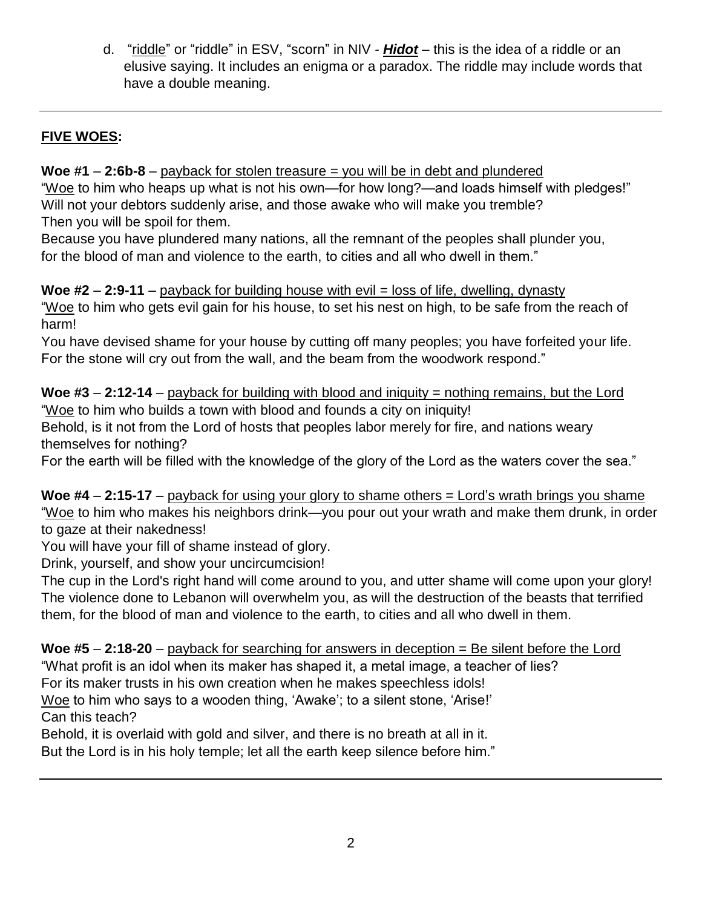d. "riddle" or "riddle" in ESV, "scorn" in NIV - ***Hidot*** – this is the idea of a riddle or an elusive saying. It includes an enigma or a paradox. The riddle may include words that have a double meaning.

---

**FIVE WOES:**

**Woe #1** – **2:6b-8** – payback for stolen treasure = you will be in debt and plundered
"Woe to him who heaps up what is not his own—for how long?—and loads himself with pledges!"
Will not your debtors suddenly arise, and those awake who will make you tremble?
Then you will be spoil for them.
Because you have plundered many nations, all the remnant of the peoples shall plunder you, for the blood of man and violence to the earth, to cities and all who dwell in them."

**Woe #2** – **2:9-11** – payback for building house with evil = loss of life, dwelling, dynasty
"Woe to him who gets evil gain for his house, to set his nest on high, to be safe from the reach of harm!
You have devised shame for your house by cutting off many peoples; you have forfeited your life.
For the stone will cry out from the wall, and the beam from the woodwork respond."

**Woe #3** – **2:12-14** – payback for building with blood and iniquity = nothing remains, but the Lord
"Woe to him who builds a town with blood and founds a city on iniquity!
Behold, is it not from the Lord of hosts that peoples labor merely for fire, and nations weary themselves for nothing?
For the earth will be filled with the knowledge of the glory of the Lord as the waters cover the sea."

**Woe #4** – **2:15-17** – payback for using your glory to shame others = Lord's wrath brings you shame
"Woe to him who makes his neighbors drink—you pour out your wrath and make them drunk, in order to gaze at their nakedness!
You will have your fill of shame instead of glory.
Drink, yourself, and show your uncircumcision!
The cup in the Lord's right hand will come around to you, and utter shame will come upon your glory!
The violence done to Lebanon will overwhelm you, as will the destruction of the beasts that terrified them, for the blood of man and violence to the earth, to cities and all who dwell in them.

**Woe #5** – **2:18-20** – payback for searching for answers in deception = Be silent before the Lord
"What profit is an idol when its maker has shaped it, a metal image, a teacher of lies?
For its maker trusts in his own creation when he makes speechless idols!
Woe to him who says to a wooden thing, 'Awake'; to a silent stone, 'Arise!'
Can this teach?
Behold, it is overlaid with gold and silver, and there is no breath at all in it.
But the Lord is in his holy temple; let all the earth keep silence before him."

---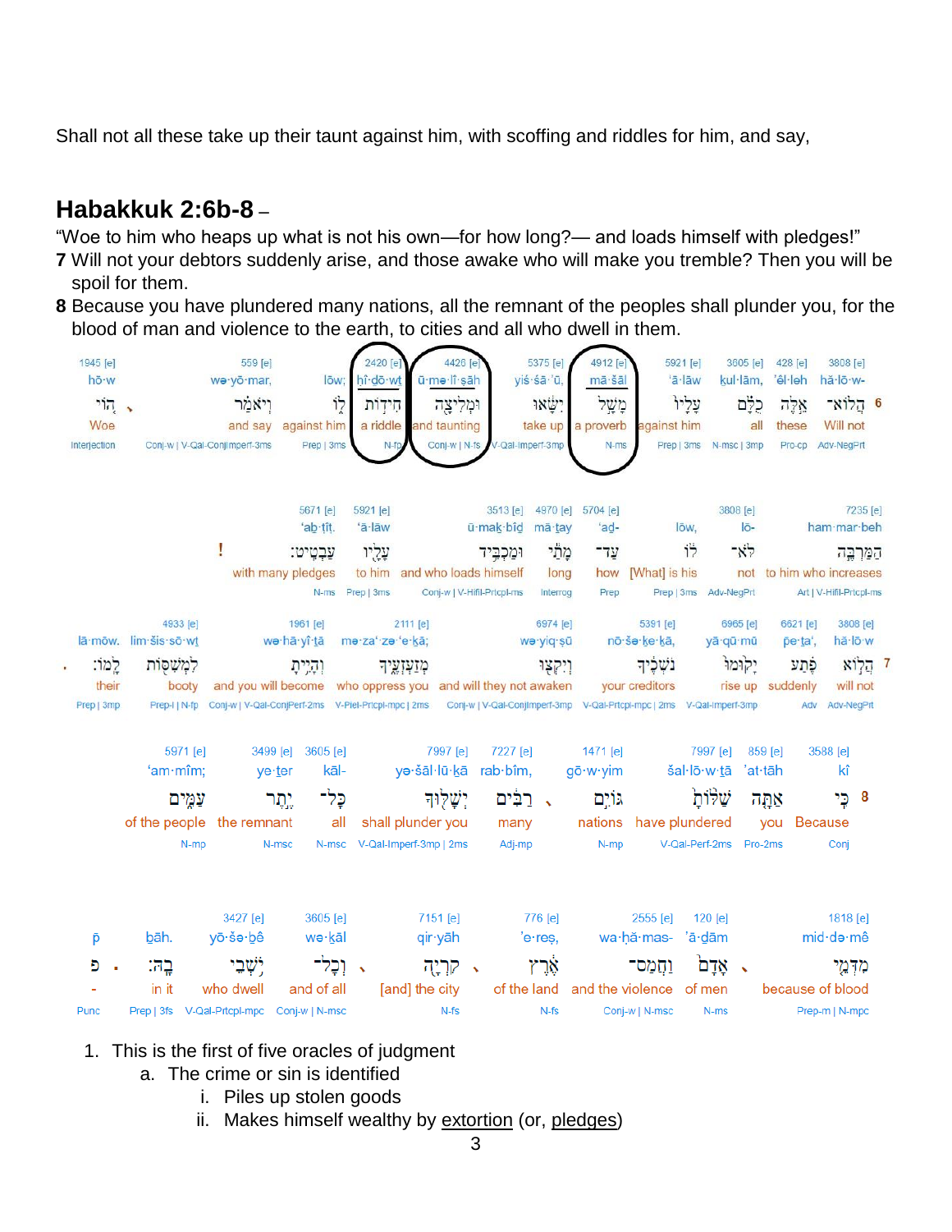Shall not all these take up their taunt against him, with scoffing and riddles for him, and say,

## Habakkuk 2:6b-8 –

"Woe to him who heaps up what is not his own—for how long?— and loads himself with pledges!"
**7** Will not your debtors suddenly arise, and those awake who will make you tremble? Then you will be spoil for them.
**8** Because you have plundered many nations, all the remnant of the peoples shall plunder you, for the blood of man and violence to the earth, to cities and all who dwell in them.

| 1945 [e] | 559 [e] | | 2420 [e] | 4428 [e] | 5375 [e] | 4912 [e] | 5921 [e] | 3605 [e] | 428 [e] | 3808 [e] | |
|---|---|---|---|---|---|---|---|---|---|---|---|
| hō·w | wə·yō·mar, | lōw; | ḥî·ḏō·wṯ | ū·mə·lî·ṣāh | yiś·šā·’ū, | mā·šāl | ‘ā·lāw | kul·lām, | ’êl·leh | hă·lō·w- | |
| הֹ֗וי | וְיֹאמַ֕ר | ל֑וֹ | חִיד֖וֹת | וּמְלִיצָ֖ה | יִשָּׂ֔אוּ | מָשָׁ֣ל | עָלָיו֙ | כֻּלָּ֗ם | אֵ֜לֶּה | הֲלוֹא־ | 6 |
| Woe | and say | against him | a riddle | and taunting | take up | a proverb | against him | all | these | Will not | |
| Interjection | Conj-w \| V-Qal-ConjImperf-3ms | Prep \| 3ms | N-fp | Conj-w \| N-fs | V-Qal-Imperf-3mp | N-ms | Prep \| 3ms | N-msc \| 3mp | Pro-cp | Adv-NegPrt | |

| 5671 [e] | 5921 [e] | 3513 [e] | 4970 [e] | 5704 [e] | | 3808 [e] | 7235 [e] |
|---|---|---|---|---|---|---|---|
| ‘aḇ·ṭîṭ. | ‘ā·lāw | ū·mak·bîḏ | mā·ṯay | ‘aḏ- | lōw, | lō- | ham·mar·beh |
| עַבְטִֽיט׃ | עָלָ֖יו | וּמַכְבִּ֥יד | מָתַ֔י | עַד־ | לּ֔וֹ | לֹּא־ | הַמַּרְבֶּ֣ה |
| with many pledges! | to him | and who loads himself | long | how | [What] is his | not | to him who increases |
| N-ms | Prep \| 3ms | Conj-w \| V-Hifil-Prtcpl-ms | Interrog | Prep | Prep \| 3ms | Adv-NegPrt | Art \| V-Hifil-Prtcpl-ms |

| 4933 [e] | | 1961 [e] | 2111 [e] | 6974 [e] | 5391 [e] | 6965 [e] | 6621 [e] | 3808 [e] | |
|---|---|---|---|---|---|---|---|---|---|
| lim·šis·sō·wṯ | lā·mōw. | wə·hā·yî·ṯā | mə·za·‘zə·‘e·ḵā; | wə·yiq·ṣū | nō·šə·ḵe·ḵā, | yā·qū·mū | pe·ṯa‘, | hă·lō·w | |
| לִמְשִׁסּ֖וֹת | לָֽמוֹ׃ | וְהָיִ֥יתָ | מְזַעְזְעֶ֑יךָ | וְיִקְצ֖וּ | נֹשְׁכֶ֔יךָ | יָק֙וּמוּ֙ | פֶּ֚תַע | הֲל֣וֹא | 7 |
| booty | their | and you will become | who oppress you | and will they not awaken | your creditors | rise up | suddenly | will not | |
| Prep-l \| N-fp | Prep \| 3mp | Conj-w \| V-Qal-ConjPerf-2ms | V-Piel-Prtcpl-mpc \| 2ms | Conj-w \| V-Qal-ConjImperf-3mp | V-Qal-Prtcpl-mpc \| 2ms | V-Qal-Imperf-3mp | Adv | Adv-NegPrt | |

| 5971 [e] | 3499 [e] | 3605 [e] | 7997 [e] | 7227 [e] | 1471 [e] | 7997 [e] | 859 [e] | 3588 [e] | |
|---|---|---|---|---|---|---|---|---|---|
| ‘am·mîm; | ye·ṯer | kāl- | yə·šāl·lū·ḵā | rab·bîm, | gō·w·yim | šal·lō·w·ṯā | ’at·tāh | kî | |
| עַמִּ֑ים | יֶ֣תֶר | כָּל־ | יְשָׁלּ֖וּךָ | רַבִּ֔ים | גּוֹיִ֣ם | שַׁלּ֙וֹתָ֙ | אַתָּה֙ | כִּֽי | 8 |
| of the people | the remnant | all | shall plunder you | many | nations | have plundered | you | Because | |
| N-mp | N-msc | N-msc | V-Qal-Imperf-3mp \| 2ms | Adj-mp | N-mp | V-Qal-Perf-2ms | Pro-2ms | Conj | |

| | | 3427 [e] | 3605 [e] | 7151 [e] | 776 [e] | 2555 [e] | 120 [e] | 1818 [e] |
|---|---|---|---|---|---|---|---|---|
| p̄ | ḇāh. | yō·šə·ḇê | wə·ḵāl | qir·yāh | ’e·reṣ, | wa·ḥă·mas- | ’ā·ḏām | mid·də·mê |
| פ | בָֽהּ׃ | יֹ֥שְׁבֵי | וְכָל־ | קִרְיָ֖ה | אֶ֔רֶץ | וַחֲמַס־ | אָדָם֙ | מִדְּמֵ֤י |
| - | in it | who dwell | and of all | [and] the city | of the land | and the violence | of men | because of blood |
| Punc | Prep \| 3fs | V-Qal-Prtcpl-mpc | Conj-w \| N-msc | N-fs | N-fs | Conj-w \| N-msc | N-ms | Prep-m \| N-mpc |

1. This is the first of five oracles of judgment
   a. The crime or sin is identified
      i. Piles up stolen goods
      ii. Makes himself wealthy by extortion (or, pledges)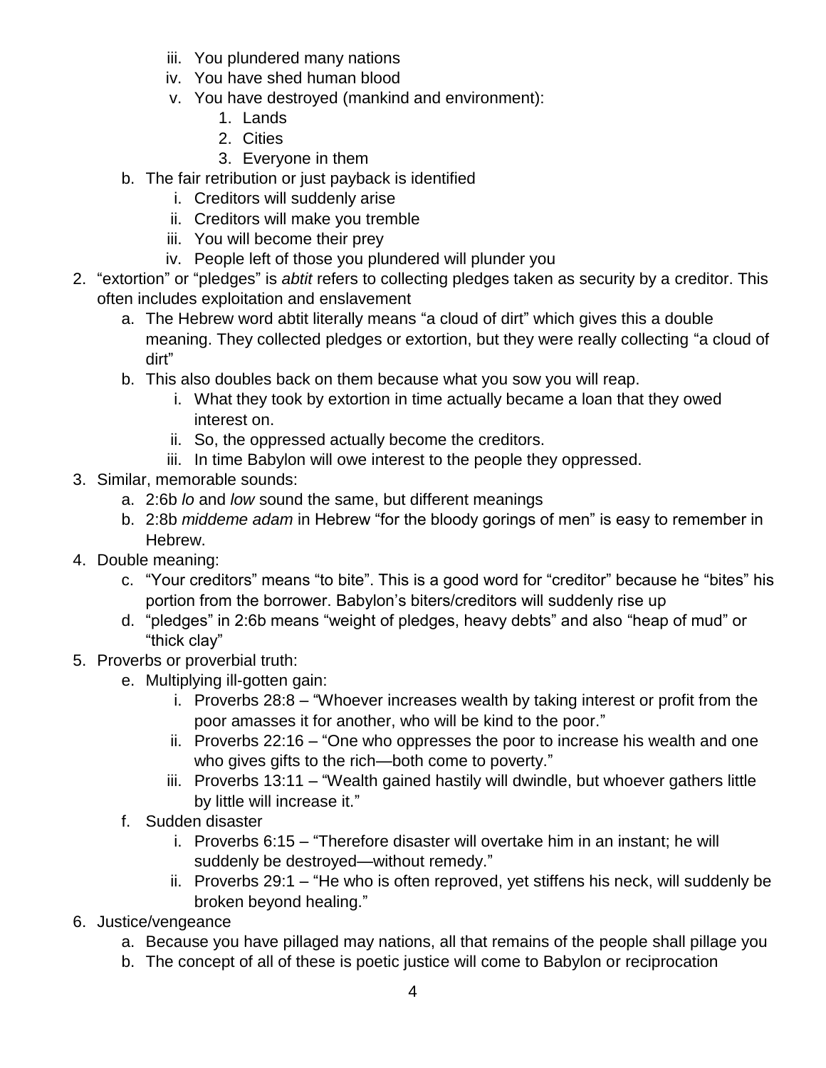iii. You plundered many nations
         iv. You have shed human blood
         v. You have destroyed (mankind and environment):
            1. Lands
            2. Cities
            3. Everyone in them
   b. The fair retribution or just payback is identified
      i. Creditors will suddenly arise
      ii. Creditors will make you tremble
      iii. You will become their prey
      iv. People left of those you plundered will plunder you
2. “extortion” or “pledges” is *abtit* refers to collecting pledges taken as security by a creditor. This often includes exploitation and enslavement
   a. The Hebrew word abtit literally means “a cloud of dirt” which gives this a double meaning. They collected pledges or extortion, but they were really collecting “a cloud of dirt”
   b. This also doubles back on them because what you sow you will reap.
      i. What they took by extortion in time actually became a loan that they owed interest on.
      ii. So, the oppressed actually become the creditors.
      iii. In time Babylon will owe interest to the people they oppressed.
3. Similar, memorable sounds:
   a. 2:6b *lo* and *low* sound the same, but different meanings
   b. 2:8b *middeme adam* in Hebrew “for the bloody gorings of men” is easy to remember in Hebrew.
4. Double meaning:
   c. “Your creditors” means “to bite”. This is a good word for “creditor” because he “bites” his portion from the borrower. Babylon’s biters/creditors will suddenly rise up
   d. “pledges” in 2:6b means “weight of pledges, heavy debts” and also “heap of mud” or “thick clay”
5. Proverbs or proverbial truth:
   e. Multiplying ill-gotten gain:
      i. Proverbs 28:8 – “Whoever increases wealth by taking interest or profit from the poor amasses it for another, who will be kind to the poor.”
      ii. Proverbs 22:16 – “One who oppresses the poor to increase his wealth and one who gives gifts to the rich—both come to poverty.”
      iii. Proverbs 13:11 – “Wealth gained hastily will dwindle, but whoever gathers little by little will increase it.”
   f. Sudden disaster
      i. Proverbs 6:15 – “Therefore disaster will overtake him in an instant; he will suddenly be destroyed—without remedy.”
      ii. Proverbs 29:1 – “He who is often reproved, yet stiffens his neck, will suddenly be broken beyond healing.”
6. Justice/vengeance
   a. Because you have pillaged may nations, all that remains of the people shall pillage you
   b. The concept of all of these is poetic justice will come to Babylon or reciprocation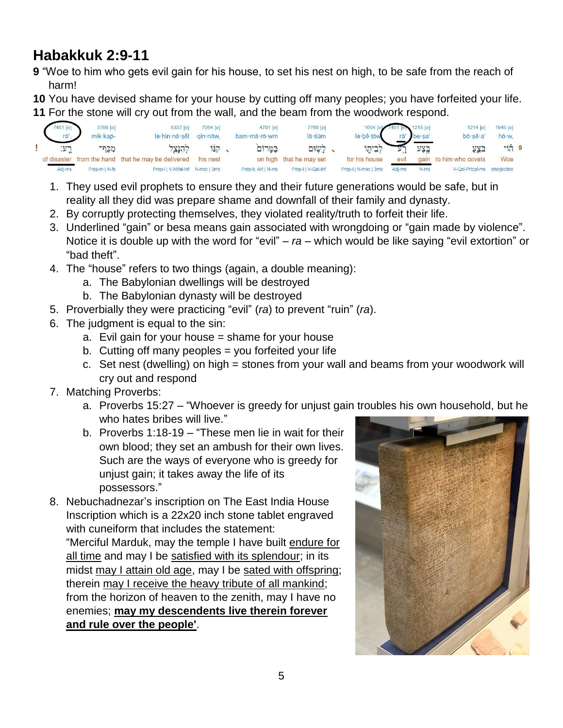## Habakkuk 2:9-11

**9** "Woe to him who gets evil gain for his house, to set his nest on high, to be safe from the reach of harm!

**10** You have devised shame for your house by cutting off many peoples; you have forfeited your life.

**11** For the stone will cry out from the wall, and the beam from the woodwork respond.

| 1945 [e] | 1214 [e] | 1215 [e] | 7451 [e] | 1004 [e] | 7760 [e] | 4791 [e] | 7064 [e] | 5337 [e] | 3709 [e] | 7451 [e] |
|---|---|---|---|---|---|---|---|---|---|---|
| hō·w, | bō·ṣê·a' | be·ṣa' | rā' | lə·ḇê·ṯōw | lā·śūm | bam·mā·rō·wm | qin·nōw, | lə·hin·nā·ṣêl | mik·kap- | rā'. |
| הוֹי | בֹּצֵעַ | בֶּצַע | רָע | לְבֵיתוֹ | לָשׂוּם | בַּמָּרוֹם | קִנּוֹ | לְהִנָּצֵל | מִכַּף־ | רָע׃ |
| Woe | to him who covets | gain | evil | for his house | that he may set | on high | his nest | that he may be delivered | from the hand | of disaster |
| Interjection | V-Qal-Prtcpl-ms | N-ms | Adj-ms | Prep-l \| N-msc \| 3ms | Prep-l \| V-Qal-Inf | Prep-b, Art \| N-ms | N-msc \| 3ms | Prep-l \| V-Nifal-Inf | Prep-m \| N-fs | Adj-ms |

1. They used evil prophets to ensure they and their future generations would be safe, but in reality all they did was prepare shame and downfall of their family and dynasty.
2. By corruptly protecting themselves, they violated reality/truth to forfeit their life.
3. Underlined "gain" or besa means gain associated with wrongdoing or "gain made by violence". Notice it is double up with the word for "evil" – *ra* – which would be like saying "evil extortion" or "bad theft".
4. The "house" refers to two things (again, a double meaning):
   a. The Babylonian dwellings will be destroyed
   b. The Babylonian dynasty will be destroyed
5. Proverbially they were practicing "evil" (*ra*) to prevent "ruin" (*ra*).
6. The judgment is equal to the sin:
   a. Evil gain for your house = shame for your house
   b. Cutting off many peoples = you forfeited your life
   c. Set nest (dwelling) on high = stones from your wall and beams from your woodwork will cry out and respond
7. Matching Proverbs:
   a. Proverbs 15:27 – "Whoever is greedy for unjust gain troubles his own household, but he who hates bribes will live."
   b. Proverbs 1:18-19 – "These men lie in wait for their own blood; they set an ambush for their own lives. Such are the ways of everyone who is greedy for unjust gain; it takes away the life of its possessors."
8. Nebuchadnezar's inscription on The East India House Inscription which is a 22x20 inch stone tablet engraved with cuneiform that includes the statement:
   "Merciful Marduk, may the temple I have built endure for all time and may I be satisfied with its splendour; in its midst may I attain old age, may I be sated with offspring; therein may I receive the heavy tribute of all mankind; from the horizon of heaven to the zenith, may I have no enemies; **may my descendents live therein forever and rule over the people'**.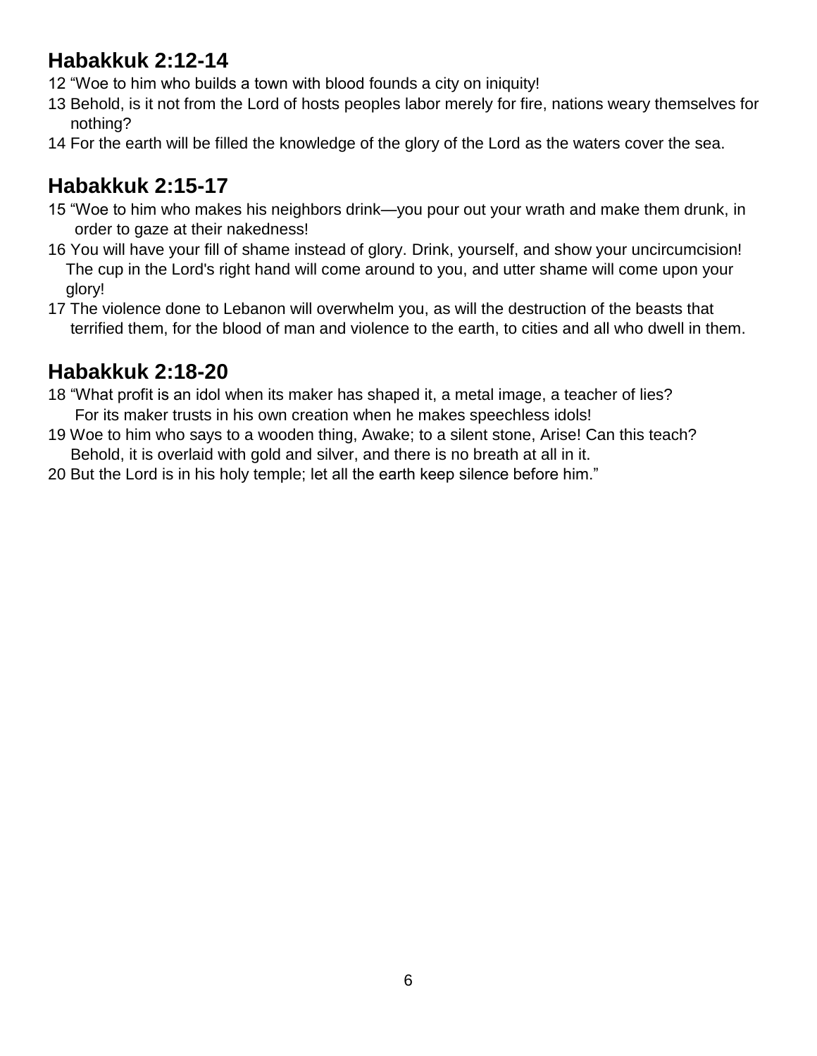## Habakkuk 2:12-14

12 “Woe to him who builds a town with blood founds a city on iniquity!
13 Behold, is it not from the Lord of hosts peoples labor merely for fire, nations weary themselves for nothing?
14 For the earth will be filled the knowledge of the glory of the Lord as the waters cover the sea.

## Habakkuk 2:15-17

15 “Woe to him who makes his neighbors drink—you pour out your wrath and make them drunk, in order to gaze at their nakedness!
16 You will have your fill of shame instead of glory. Drink, yourself, and show your uncircumcision! The cup in the Lord's right hand will come around to you, and utter shame will come upon your glory!
17 The violence done to Lebanon will overwhelm you, as will the destruction of the beasts that terrified them, for the blood of man and violence to the earth, to cities and all who dwell in them.

## Habakkuk 2:18-20

18 “What profit is an idol when its maker has shaped it, a metal image, a teacher of lies? For its maker trusts in his own creation when he makes speechless idols!
19 Woe to him who says to a wooden thing, Awake; to a silent stone, Arise! Can this teach? Behold, it is overlaid with gold and silver, and there is no breath at all in it.
20 But the Lord is in his holy temple; let all the earth keep silence before him.”